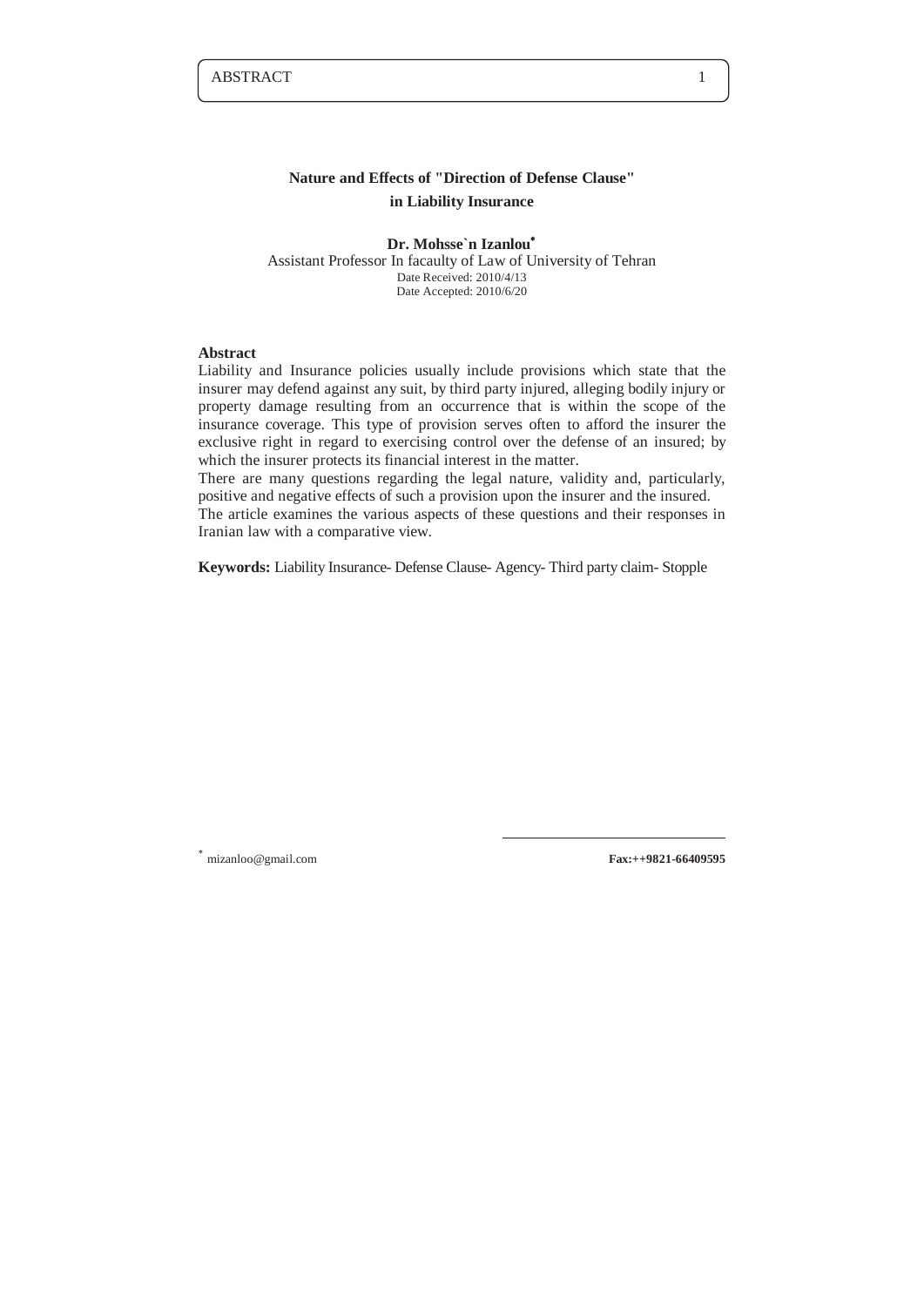# Nature and Effects of "Direction of Defense Clause" in Liability Insurance

**Dr. Mohsse`n Izanlou***

Assistant Professor In facaulty of Law of University of Tehran

Date Received: 2010/4/13

Date Accepted: 2010/6/20

## Abstract

Liability and Insurance policies usually include provisions which state that the insurer may defend against any suit, by third party injured, alleging bodily injury or property damage resulting from an occurrence that is within the scope of the insurance coverage. This type of provision serves often to afford the insurer the exclusive right in regard to exercising control over the defense of an insured; by which the insurer protects its financial interest in the matter.

There are many questions regarding the legal nature, validity and, particularly, positive and negative effects of such a provision upon the insurer and the insured.

The article examines the various aspects of these questions and their responses in Iranian law with a comparative view.

**Keywords:** Liability Insurance- Defense Clause- Agency- Third party claim- Stopple

---

* mizanloo@gmail.com **Fax:++9821-66409595**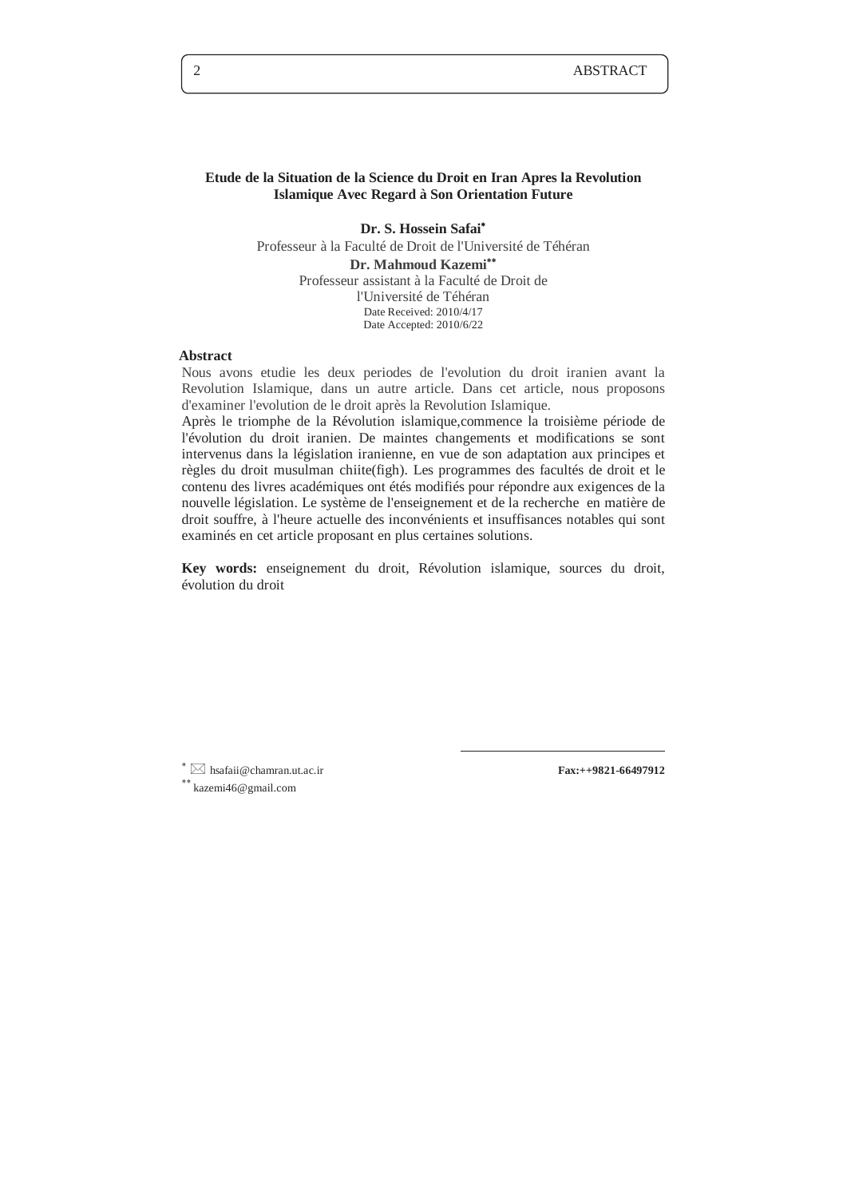# Etude de la Situation de la Science du Droit en Iran Apres la Revolution Islamique Avec Regard à Son Orientation Future

**Dr. S. Hossein Safai**[*]
Professeur à la Faculté de Droit de l'Université de Téhéran

**Dr. Mahmoud Kazemi**[**]
Professeur assistant à la Faculté de Droit de l'Université de Téhéran

Date Received: 2010/4/17
Date Accepted: 2010/6/22

## Abstract

Nous avons etudie les deux periodes de l'evolution du droit iranien avant la Revolution Islamique, dans un autre article. Dans cet article, nous proposons d'examiner l'evolution de le droit après la Revolution Islamique.

Après le triomphe de la Révolution islamique,commence la troisième période de l'évolution du droit iranien. De maintes changements et modifications se sont intervenus dans la législation iranienne, en vue de son adaptation aux principes et règles du droit musulman chiite(figh). Les programmes des facultés de droit et le contenu des livres académiques ont étés modifiés pour répondre aux exigences de la nouvelle législation. Le système de l'enseignement et de la recherche en matière de droit souffre, à l'heure actuelle des inconvénients et insuffisances notables qui sont examinés en cet article proposant en plus certaines solutions.

**Key words:** enseignement du droit, Révolution islamique, sources du droit, évolution du droit

---

[*] ✉ hsafaii@chamran.ut.ac.ir **Fax:++9821-66497912**

[**] kazemi46@gmail.com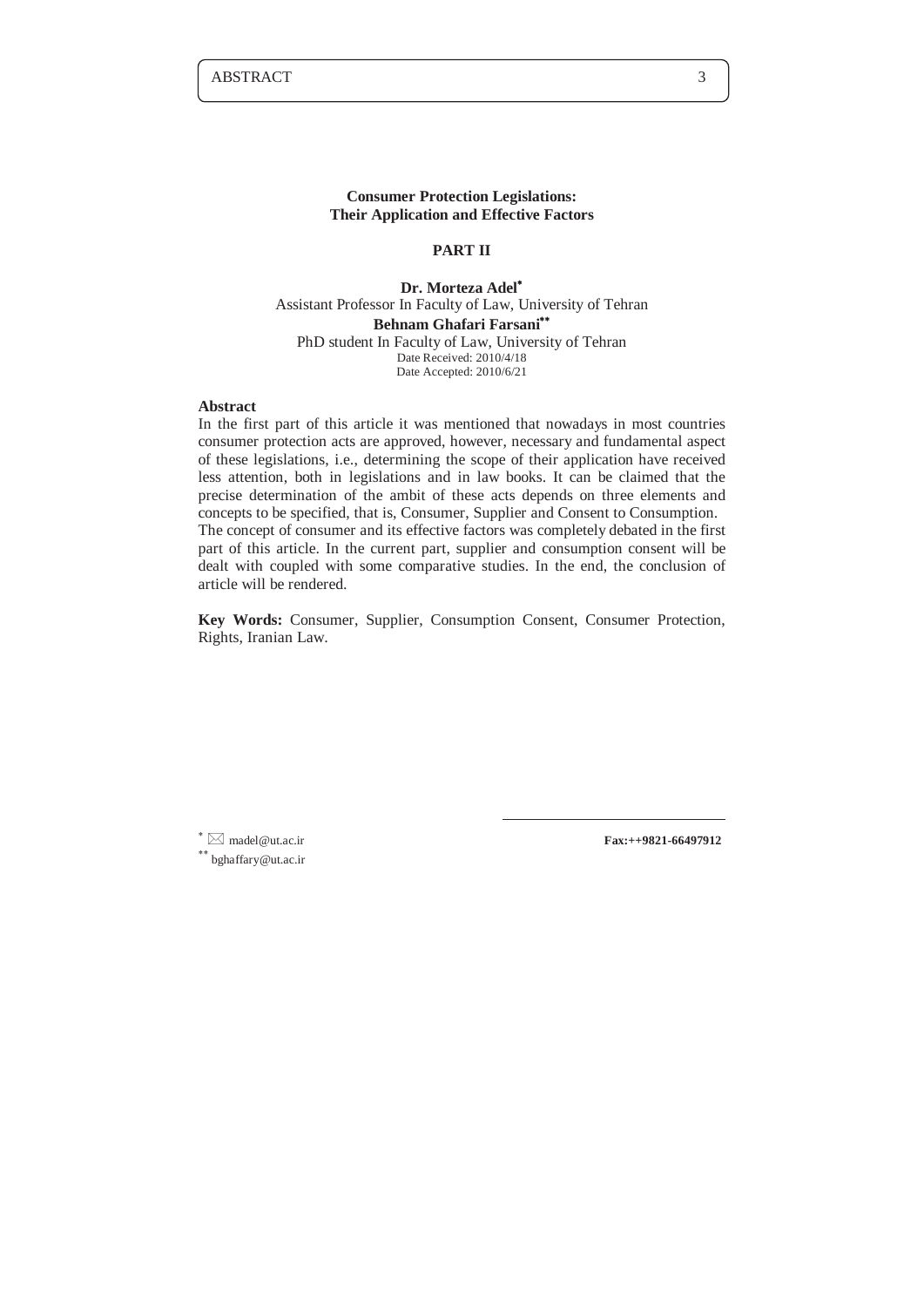## Consumer Protection Legislations: Their Application and Effective Factors

### PART II

**Dr. Morteza Adel***
Assistant Professor In Faculty of Law, University of Tehran
**Behnam Ghafari Farsani****
PhD student In Faculty of Law, University of Tehran
Date Received: 2010/4/18
Date Accepted: 2010/6/21

**Abstract**

In the first part of this article it was mentioned that nowadays in most countries consumer protection acts are approved, however, necessary and fundamental aspect of these legislations, i.e., determining the scope of their application have received less attention, both in legislations and in law books. It can be claimed that the precise determination of the ambit of these acts depends on three elements and concepts to be specified, that is, Consumer, Supplier and Consent to Consumption.
The concept of consumer and its effective factors was completely debated in the first part of this article. In the current part, supplier and consumption consent will be dealt with coupled with some comparative studies. In the end, the conclusion of article will be rendered.

**Key Words:** Consumer, Supplier, Consumption Consent, Consumer Protection, Rights, Iranian Law.

---

* ✉ madel@ut.ac.ir **Fax:++9821-66497912**
** bghaffary@ut.ac.ir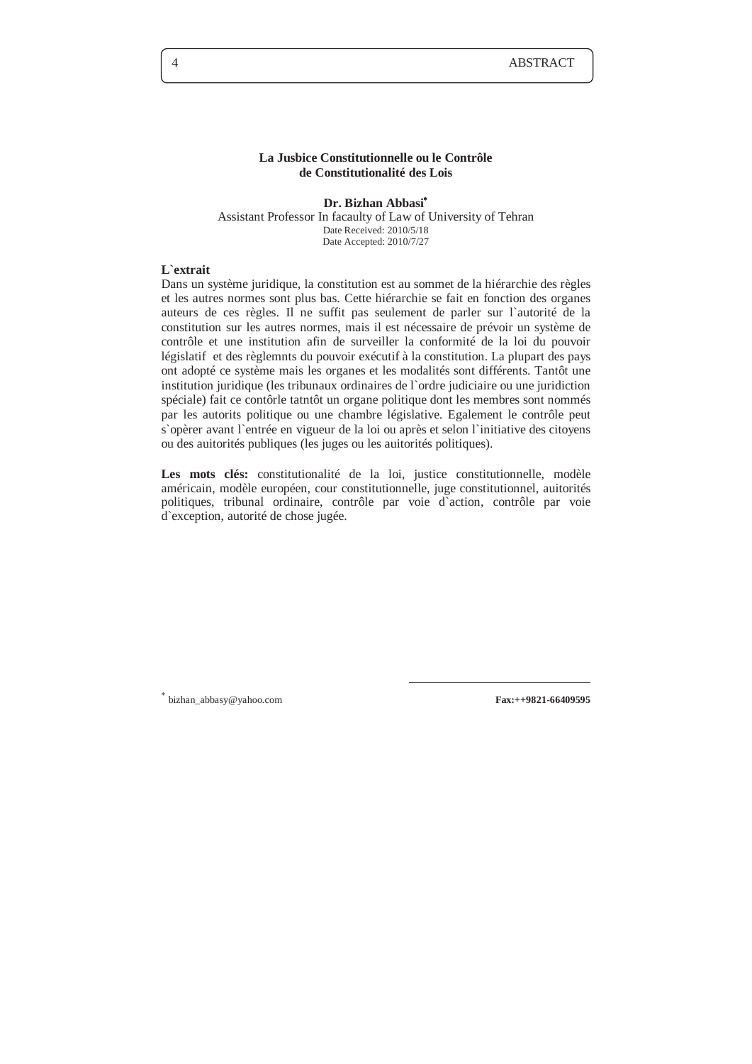## La Jusbice Constitutionnelle ou le Contrôle de Constitutionalité des Lois

**Dr. Bizhan Abbasi***

Assistant Professor In facaulty of Law of University of Tehran

Date Received: 2010/5/18

Date Accepted: 2010/7/27

**L`extrait**

Dans un système juridique, la constitution est au sommet de la hiérarchie des règles et les autres normes sont plus bas. Cette hiérarchie se fait en fonction des organes auteurs de ces règles. Il ne suffit pas seulement de parler sur l`autorité de la constitution sur les autres normes, mais il est nécessaire de prévoir un système de contrôle et une institution afin de surveiller la conformité de la loi du pouvoir législatif et des règlemnts du pouvoir exécutif à la constitution. La plupart des pays ont adopté ce système mais les organes et les modalités sont différents. Tantôt une institution juridique (les tribunaux ordinaires de l`ordre judiciaire ou une juridiction spéciale) fait ce contôrle tatntôt un organe politique dont les membres sont nommés par les autorits politique ou une chambre législative. Egalement le contrôle peut s`opèrer avant l`entrée en vigueur de la loi ou après et selon l`initiative des citoyens ou des auitorités publiques (les juges ou les auitorités politiques).

**Les mots clés:** constitutionalité de la loi, justice constitutionnelle, modèle américain, modèle européen, cour constitutionnelle, juge constitutionnel, auitorités politiques, tribunal ordinaire, contrôle par voie d`action, contrôle par voie d`exception, autorité de chose jugée.

---

* bizhan_abbasy@yahoo.com  **Fax:++9821-66409595**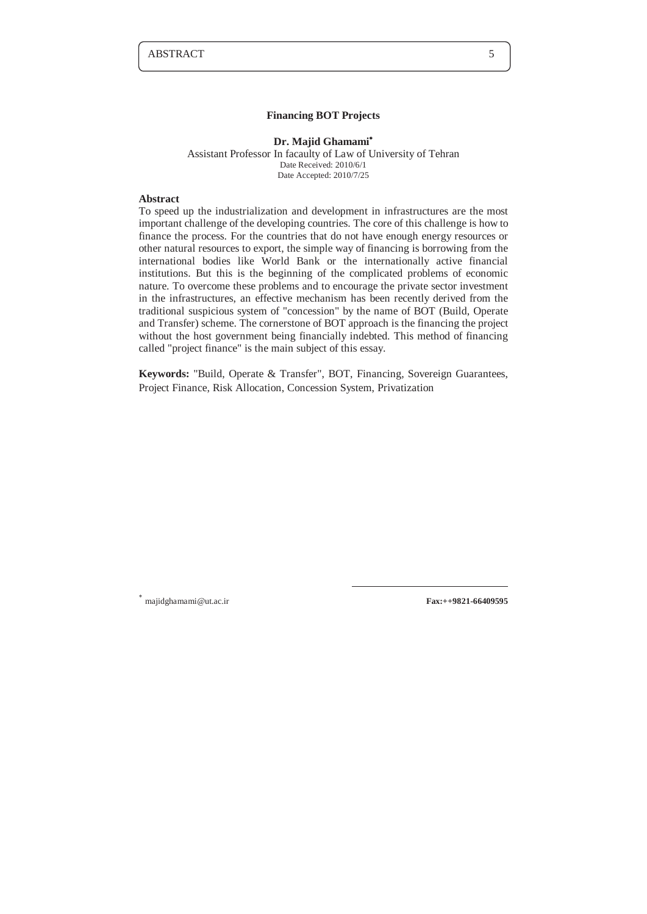# Financing BOT Projects

**Dr. Majid Ghamami***

Assistant Professor In facaulty of Law of University of Tehran

Date Received: 2010/6/1

Date Accepted: 2010/7/25

**Abstract**

To speed up the industrialization and development in infrastructures are the most important challenge of the developing countries. The core of this challenge is how to finance the process. For the countries that do not have enough energy resources or other natural resources to export, the simple way of financing is borrowing from the international bodies like World Bank or the internationally active financial institutions. But this is the beginning of the complicated problems of economic nature. To overcome these problems and to encourage the private sector investment in the infrastructures, an effective mechanism has been recently derived from the traditional suspicious system of "concession" by the name of BOT (Build, Operate and Transfer) scheme. The cornerstone of BOT approach is the financing the project without the host government being financially indebted. This method of financing called "project finance" is the main subject of this essay.

**Keywords:** "Build, Operate & Transfer", BOT, Financing, Sovereign Guarantees, Project Finance, Risk Allocation, Concession System, Privatization

---

* majidghamami@ut.ac.ir **Fax:++9821-66409595**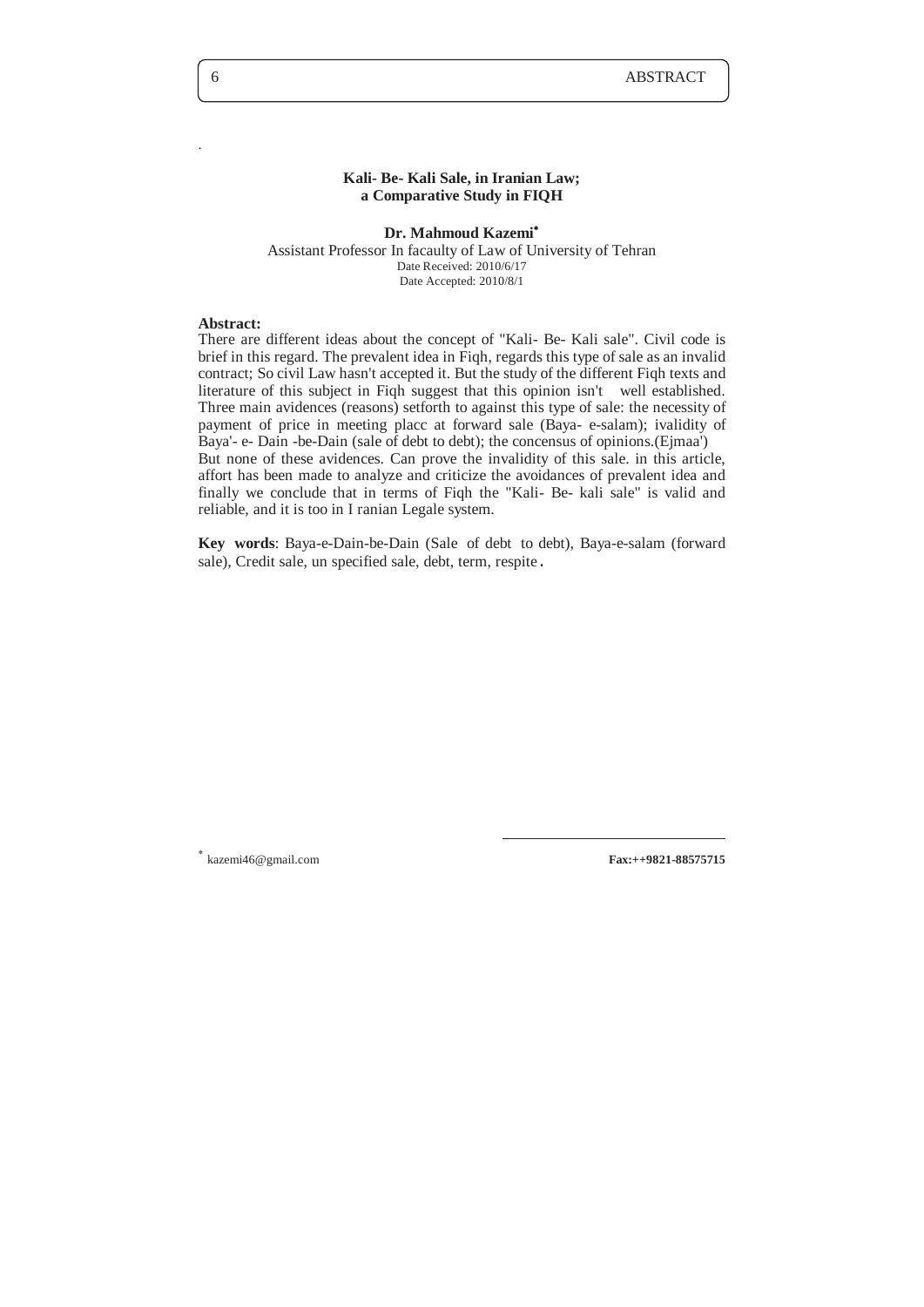## Kali- Be- Kali Sale, in Iranian Law; a Comparative Study in FIQH

**Dr. Mahmoud Kazemi***

Assistant Professor In facaulty of Law of University of Tehran
Date Received: 2010/6/17
Date Accepted: 2010/8/1

**Abstract:**

There are different ideas about the concept of "Kali- Be- Kali sale". Civil code is brief in this regard. The prevalent idea in Fiqh, regards this type of sale as an invalid contract; So civil Law hasn't accepted it. But the study of the different Fiqh texts and literature of this subject in Fiqh suggest that this opinion isn't well established. Three main avidences (reasons) setforth to against this type of sale: the necessity of payment of price in meeting placc at forward sale (Baya- e-salam); ivalidity of Baya'- e- Dain -be-Dain (sale of debt to debt); the concensus of opinions.(Ejmaa')

But none of these avidences. Can prove the invalidity of this sale. in this article, affort has been made to analyze and criticize the avoidances of prevalent idea and finally we conclude that in terms of Fiqh the "Kali- Be- kali sale" is valid and reliable, and it is too in I ranian Legale system.

**Key words**: Baya-e-Dain-be-Dain (Sale of debt to debt), Baya-e-salam (forward sale), Credit sale, un specified sale, debt, term, respite.

---

* kazemi46@gmail.com **Fax:++9821-88575715**